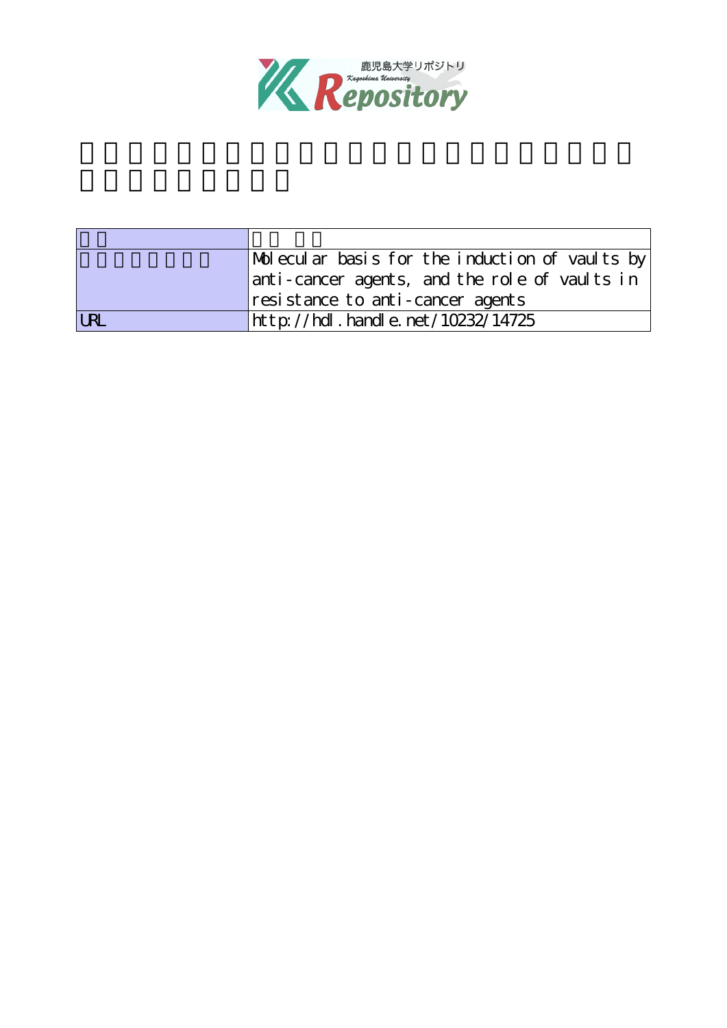| | |
|---|---|
| | |
| | Molecular basis for the induction of vaults by anti-cancer agents, and the role of vaults in resistance to anti-cancer agents |
| URL | http://hdl.handle.net/10232/14725 |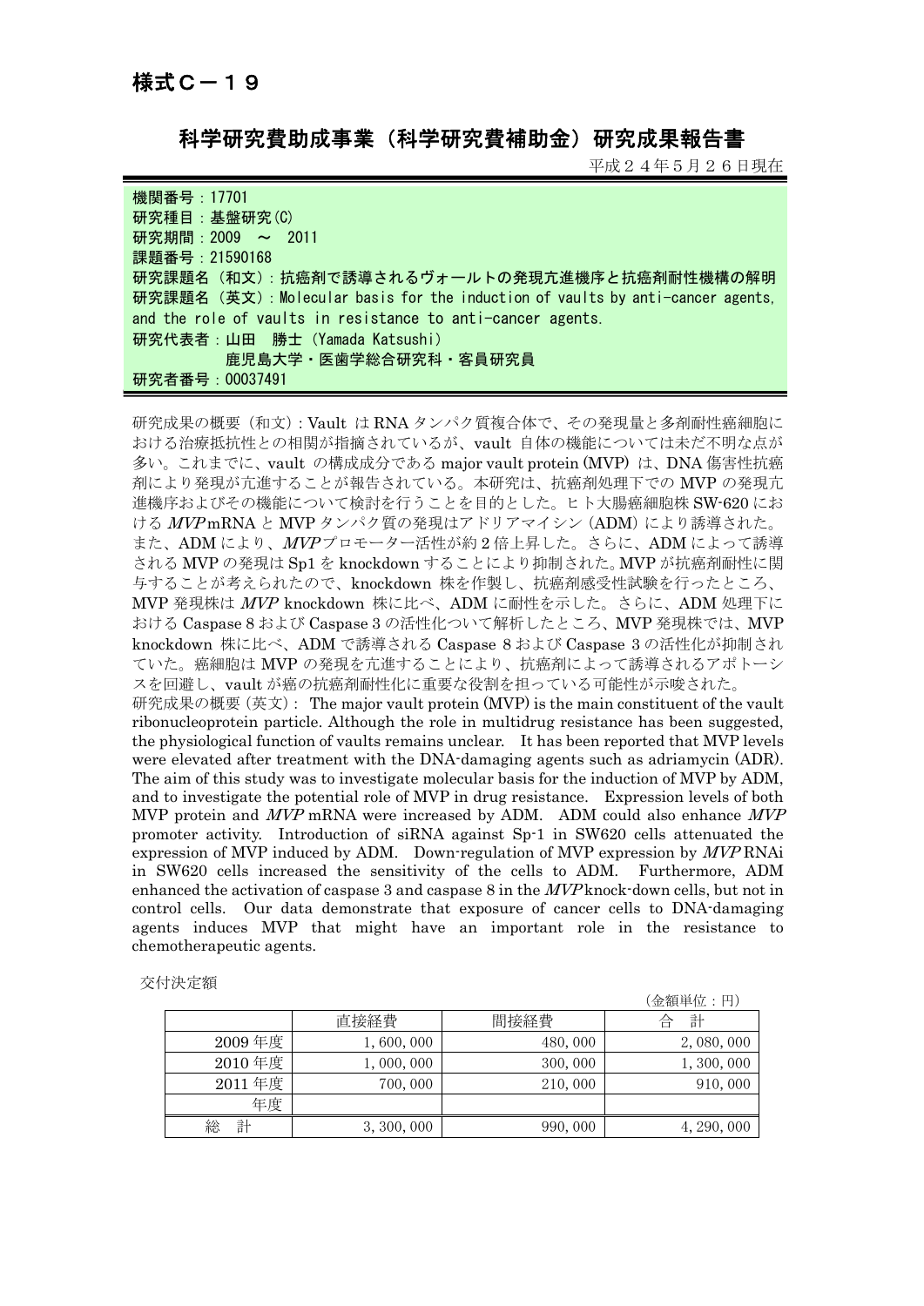# 様式Ｃ－１９

## 科学研究費助成事業（科学研究費補助金）研究成果報告書

平成２４年５月２６日現在

機関番号：17701
研究種目：基盤研究(C)
研究期間：2009 ～ 2011
課題番号：21590168
研究課題名（和文）：抗癌剤で誘導されるヴォールトの発現亢進機序と抗癌剤耐性機構の解明
研究課題名（英文）：Molecular basis for the induction of vaults by anti-cancer agents, and the role of vaults in resistance to anti-cancer agents.
研究代表者：山田　勝士（Yamada Katsushi）
　　　　　鹿児島大学・医歯学総合研究科・客員研究員
研究者番号：00037491

研究成果の概要（和文）：Vault は RNA タンパク質複合体で、その発現量と多剤耐性癌細胞における治療抵抗性との相関が指摘されているが、vault 自体の機能については未だ不明な点が多い。これまでに、vault の構成成分である major vault protein (MVP) は、DNA 傷害性抗癌剤により発現が亢進することが報告されている。本研究は、抗癌剤処理下での MVP の発現亢進機序およびその機能について検討を行うことを目的とした。ヒト大腸癌細胞株 SW-620 における *MVP* mRNA と MVP タンパク質の発現はアドリアマイシン (ADM) により誘導された。また、ADM により、*MVP* プロモーター活性が約 2 倍上昇した。さらに、ADM によって誘導される MVP の発現は Sp1 を knockdown することにより抑制された。MVP が抗癌剤耐性に関与することが考えられたので、knockdown 株を作製し、抗癌剤感受性試験を行ったところ、MVP 発現株は *MVP* knockdown 株に比べ、ADM に耐性を示した。さらに、ADM 処理下における Caspase 8 および Caspase 3 の活性化ついて解析したところ、MVP 発現株では、MVP knockdown 株に比べ、ADM で誘導される Caspase 8 および Caspase 3 の活性化が抑制されていた。癌細胞は MVP の発現を亢進することにより、抗癌剤によって誘導されるアポトーシスを回避し、vault が癌の抗癌剤耐性化に重要な役割を担っている可能性が示唆された。

研究成果の概要（英文）： The major vault protein (MVP) is the main constituent of the vault ribonucleoprotein particle. Although the role in multidrug resistance has been suggested, the physiological function of vaults remains unclear. It has been reported that MVP levels were elevated after treatment with the DNA-damaging agents such as adriamycin (ADR). The aim of this study was to investigate molecular basis for the induction of MVP by ADM, and to investigate the potential role of MVP in drug resistance. Expression levels of both MVP protein and *MVP* mRNA were increased by ADM. ADM could also enhance *MVP* promoter activity. Introduction of siRNA against Sp-1 in SW620 cells attenuated the expression of MVP induced by ADM. Down-regulation of MVP expression by *MVP* RNAi in SW620 cells increased the sensitivity of the cells to ADM. Furthermore, ADM enhanced the activation of caspase 3 and caspase 8 in the *MVP* knock-down cells, but not in control cells. Our data demonstrate that exposure of cancer cells to DNA-damaging agents induces MVP that might have an important role in the resistance to chemotherapeutic agents.

交付決定額

（金額単位：円）

| | 直接経費 | 間接経費 | 合　計 |
|---|---|---|---|
| 2009 年度 | 1, 600, 000 | 480, 000 | 2, 080, 000 |
| 2010 年度 | 1, 000, 000 | 300, 000 | 1, 300, 000 |
| 2011 年度 | 700, 000 | 210, 000 | 910, 000 |
| 年度 | | | |
| 総　計 | 3, 300, 000 | 990, 000 | 4, 290, 000 |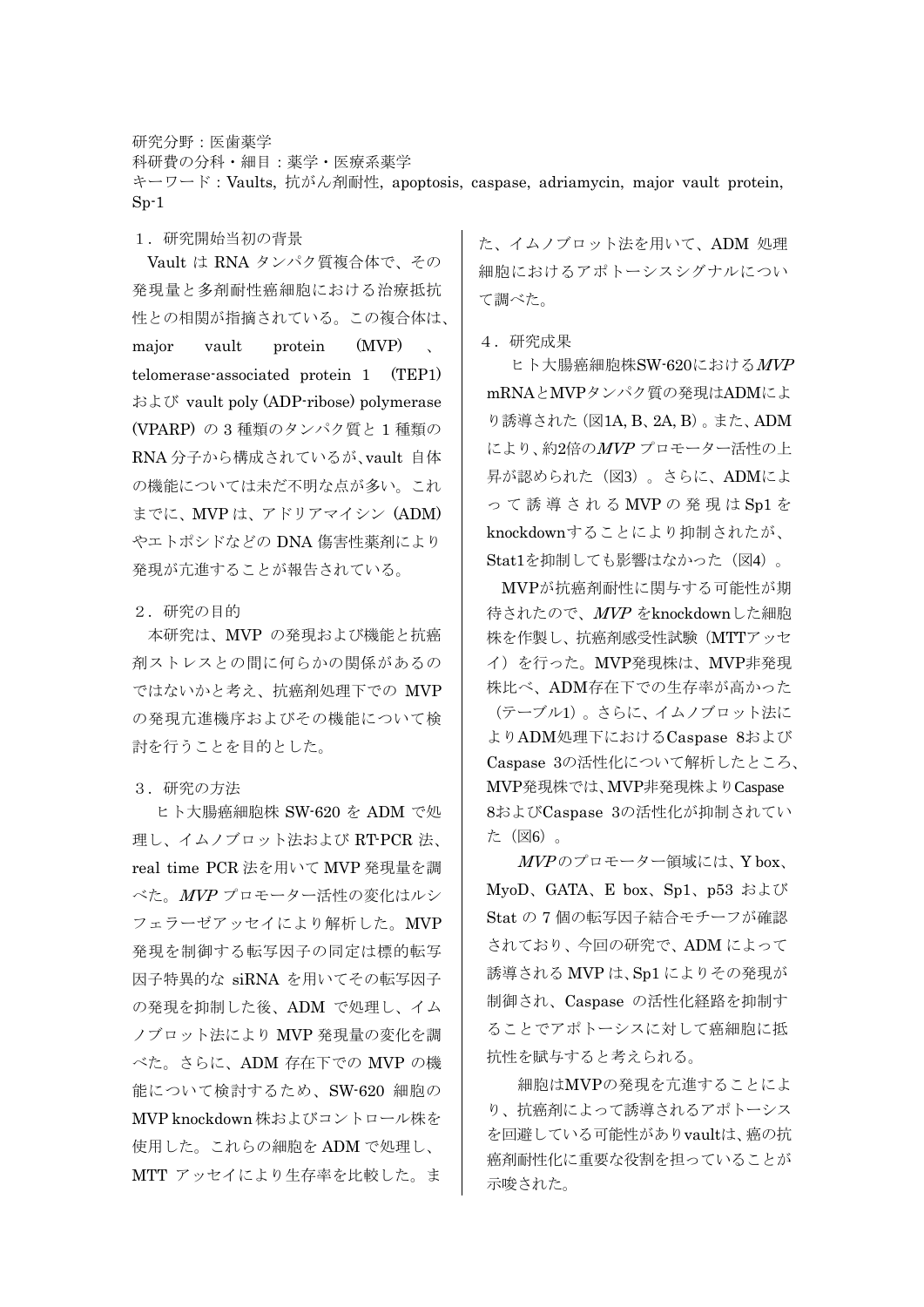研究分野：医歯薬学
科研費の分科・細目：薬学・医療系薬学
キーワード：Vaults, 抗がん剤耐性, apoptosis, caspase, adriamycin, major vault protein, Sp-1

## １．研究開始当初の背景

Vault は RNA タンパク質複合体で、その発現量と多剤耐性癌細胞における治療抵抗性との相関が指摘されている。この複合体は、major vault protein (MVP) 、telomerase-associated protein 1 (TEP1) および vault poly (ADP-ribose) polymerase (VPARP) の 3 種類のタンパク質と 1 種類の RNA 分子から構成されているが、vault 自体の機能については未だ不明な点が多い。これまでに、MVP は、アドリアマイシン (ADM) やエトポシドなどの DNA 傷害性薬剤により発現が亢進することが報告されている。

## ２．研究の目的

本研究は、MVP の発現および機能と抗癌剤ストレスとの間に何らかの関係があるのではないかと考え、抗癌剤処理下での MVP の発現亢進機序およびその機能について検討を行うことを目的とした。

## ３．研究の方法

ヒト大腸癌細胞株 SW-620 を ADM で処理し、イムノブロット法および RT-PCR 法、real time PCR 法を用いて MVP 発現量を調べた。*MVP* プロモーター活性の変化はルシフェラーゼアッセイにより解析した。MVP 発現を制御する転写因子の同定は標的転写因子特異的な siRNA を用いてその転写因子の発現を抑制した後、ADM で処理し、イムノブロット法により MVP 発現量の変化を調べた。さらに、ADM 存在下での MVP の機能について検討するため、SW-620 細胞の MVP knockdown 株およびコントロール株を使用した。これらの細胞を ADM で処理し、MTT アッセイにより生存率を比較した。また、イムノブロット法を用いて、ADM 処理細胞におけるアポトーシスシグナルについて調べた。

## ４．研究成果

ヒト大腸癌細胞株SW-620における*MVP* mRNAとMVPタンパク質の発現はADMにより誘導された (図1A, B、2A, B) 。また、ADMにより、約2倍の*MVP* プロモーター活性の上昇が認められた（図3）。さらに、ADMによって誘導される MVP の発現は Sp1 を knockdownすることにより抑制されたが、Stat1を抑制しても影響はなかった（図4）。

MVPが抗癌剤耐性に関与する可能性が期待されたので、*MVP* をknockdownした細胞株を作製し、抗癌剤感受性試験（MTTアッセイ）を行った。MVP発現株は、MVP非発現株比べ、ADM存在下での生存率が高かった（テーブル1）。さらに、イムノブロット法によりADM処理下におけるCaspase 8およびCaspase 3の活性化について解析したところ、MVP発現株では、MVP非発現株よりCaspase 8およびCaspase 3の活性化が抑制されていた（図6）。

*MVP*のプロモーター領域には、Y box、MyoD、GATA、E box、Sp1、p53 および Stat の 7 個の転写因子結合モチーフが確認されており、今回の研究で、ADM によって誘導される MVP は、Sp1 によりその発現が制御され、Caspase の活性化経路を抑制することでアポトーシスに対して癌細胞に抵抗性を賦与すると考えられる。

細胞はMVPの発現を亢進することにより、抗癌剤によって誘導されるアポトーシスを回避している可能性がありvaultは、癌の抗癌剤耐性化に重要な役割を担っていることが示唆された。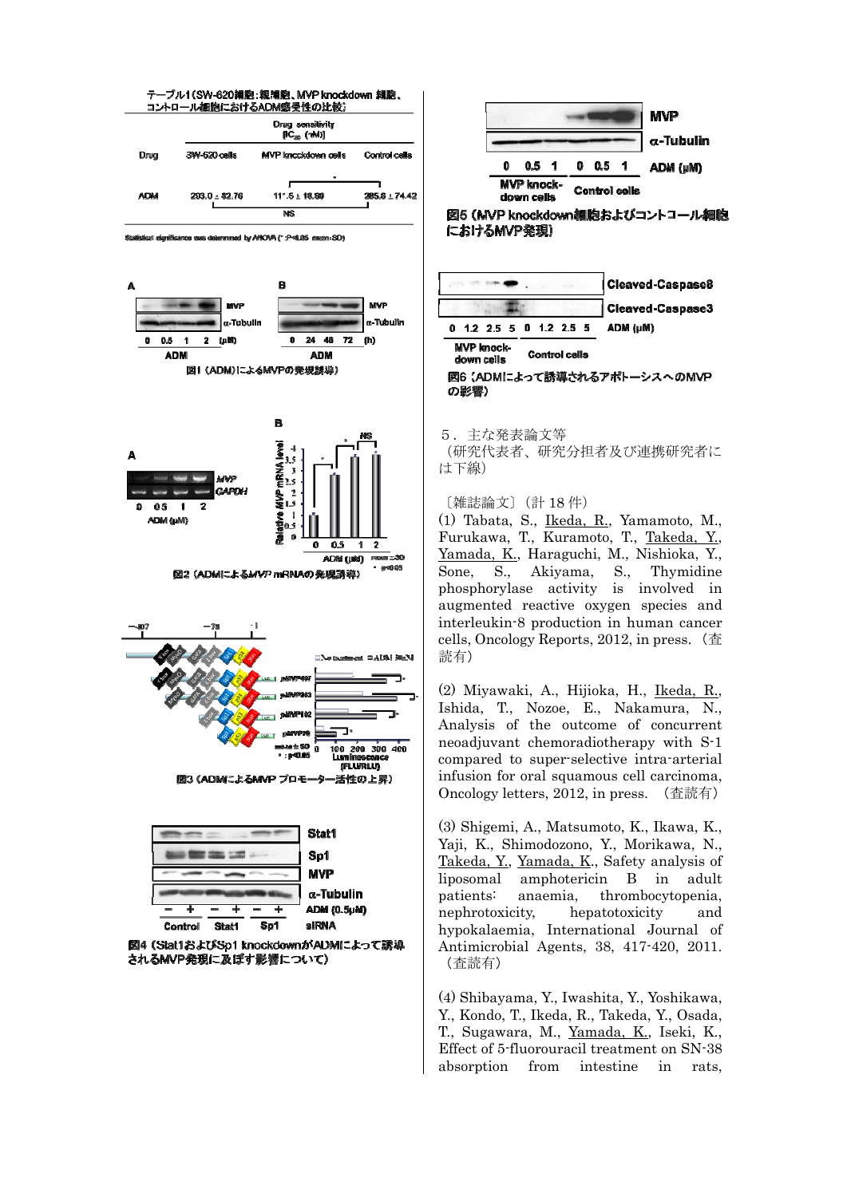テーブル1（SW-620細胞：親細胞、MVP knockdown 細胞、コントロール細胞におけるADM感受性の比較）

| Drug | Drug sensitivity [$IC_{50}$ (nM)] | | |
|---|---|---|---|
| | SW-620 cells | MVP knockdown cells | Control cells |
| ADM | 203.0 ± 32.76 | 117.5 ± 18.80 | 285.6 ± 74.42 |

Statistical significance was determined by ANOVA (*: P<0.05 mean±SD)

図1（ADMによるMVPの発現誘導）

図2（ADMによる*MVP* mRNAの発現誘導）

図3（ADMによるMVP プロモーター活性の上昇）

図4（Stat1およびSp1 knockdownがADMによって誘導されるMVP発現に及ぼす影響について）

図5（MVP knockdown細胞およびコントロール細胞におけるMVP発現）

図6（ADMによって誘導されるアポトーシスへのMVPの影響）

５．主な発表論文等

（研究代表者、研究分担者及び連携研究者には下線）

〔雑誌論文〕（計 18 件）

(1) Tabata, S., Ikeda, R., Yamamoto, M., Furukawa, T., Kuramoto, T., Takeda, Y., Yamada, K., Haraguchi, M., Nishioka, Y., Sone, S., Akiyama, S., Thymidine phosphorylase activity is involved in augmented reactive oxygen species and interleukin-8 production in human cancer cells, Oncology Reports, 2012, in press.（査読有）

(2) Miyawaki, A., Hijioka, H., Ikeda, R., Ishida, T., Nozoe, E., Nakamura, N., Analysis of the outcome of concurrent neoadjuvant chemoradiotherapy with S-1 compared to super-selective intra-arterial infusion for oral squamous cell carcinoma, Oncology letters, 2012, in press.（査読有）

(3) Shigemi, A., Matsumoto, K., Ikawa, K., Yaji, K., Shimodozono, Y., Morikawa, N., Takeda, Y., Yamada, K., Safety analysis of liposomal amphotericin B in adult patients: anaemia, thrombocytopenia, nephrotoxicity, hepatotoxicity and hypokalaemia, International Journal of Antimicrobial Agents, 38, 417-420, 2011.（査読有）

(4) Shibayama, Y., Iwashita, Y., Yoshikawa, Y., Kondo, T., Ikeda, R., Takeda, Y., Osada, T., Sugawara, M., Yamada, K., Iseki, K., Effect of 5-fluorouracil treatment on SN-38 absorption from intestine in rats,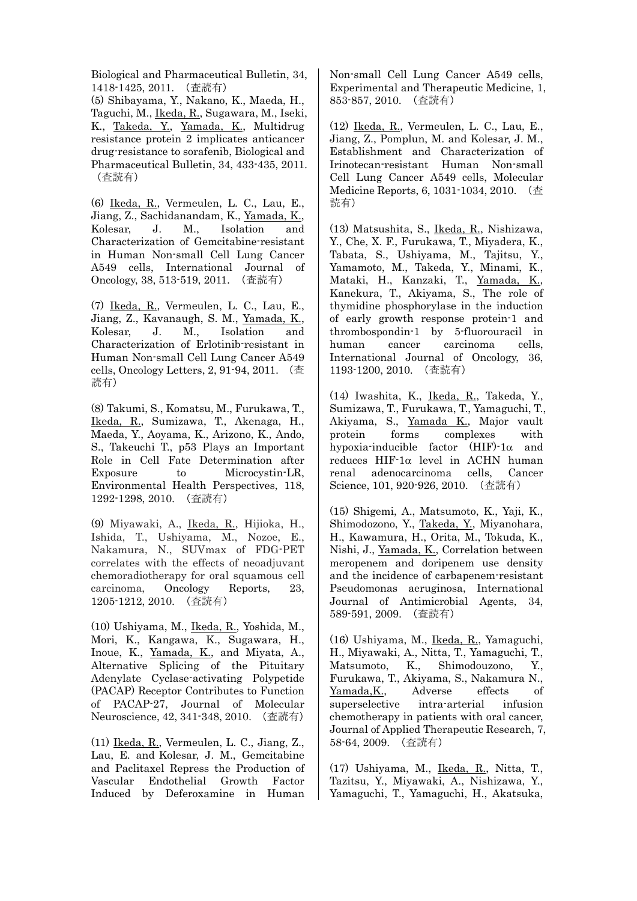Biological and Pharmaceutical Bulletin, 34, 1418-1425, 2011. （査読有）

(5) Shibayama, Y., Nakano, K., Maeda, H., Taguchi, M., Ikeda, R., Sugawara, M., Iseki, K., Takeda, Y., Yamada, K., Multidrug resistance protein 2 implicates anticancer drug-resistance to sorafenib, Biological and Pharmaceutical Bulletin, 34, 433-435, 2011. （査読有）

(6) Ikeda, R., Vermeulen, L. C., Lau, E., Jiang, Z., Sachidanandam, K., Yamada, K., Kolesar, J. M., Isolation and Characterization of Gemcitabine-resistant in Human Non-small Cell Lung Cancer A549 cells, International Journal of Oncology, 38, 513-519, 2011. （査読有）

(7) Ikeda, R., Vermeulen, L. C., Lau, E., Jiang, Z., Kavanaugh, S. M., Yamada, K., Kolesar, J. M., Isolation and Characterization of Erlotinib-resistant in Human Non-small Cell Lung Cancer A549 cells, Oncology Letters, 2, 91-94, 2011. （査読有）

(8) Takumi, S., Komatsu, M., Furukawa, T., Ikeda, R., Sumizawa, T., Akenaga, H., Maeda, Y., Aoyama, K., Arizono, K., Ando, S., Takeuchi T., p53 Plays an Important Role in Cell Fate Determination after Exposure to Microcystin-LR, Environmental Health Perspectives, 118, 1292-1298, 2010. （査読有）

(9) Miyawaki, A., Ikeda, R., Hijioka, H., Ishida, T., Ushiyama, M., Nozoe, E., Nakamura, N., SUVmax of FDG-PET correlates with the effects of neoadjuvant chemoradiotherapy for oral squamous cell carcinoma, Oncology Reports, 23, 1205-1212, 2010. （査読有）

(10) Ushiyama, M., Ikeda, R., Yoshida, M., Mori, K., Kangawa, K., Sugawara, H., Inoue, K., Yamada, K., and Miyata, A., Alternative Splicing of the Pituitary Adenylate Cyclase-activating Polypetide (PACAP) Receptor Contributes to Function of PACAP-27, Journal of Molecular Neuroscience, 42, 341-348, 2010. （査読有）

(11) Ikeda, R., Vermeulen, L. C., Jiang, Z., Lau, E. and Kolesar, J. M., Gemcitabine and Paclitaxel Repress the Production of Vascular Endothelial Growth Factor Induced by Deferoxamine in Human Non-small Cell Lung Cancer A549 cells, Experimental and Therapeutic Medicine, 1, 853-857, 2010. （査読有）

(12) Ikeda, R., Vermeulen, L. C., Lau, E., Jiang, Z., Pomplun, M. and Kolesar, J. M., Establishment and Characterization of Irinotecan-resistant Human Non-small Cell Lung Cancer A549 cells, Molecular Medicine Reports, 6, 1031-1034, 2010. （査読有）

(13) Matsushita, S., Ikeda, R., Nishizawa, Y., Che, X. F., Furukawa, T., Miyadera, K., Tabata, S., Ushiyama, M., Tajitsu, Y., Yamamoto, M., Takeda, Y., Minami, K., Mataki, H., Kanzaki, T., Yamada, K., Kanekura, T., Akiyama, S., The role of thymidine phosphorylase in the induction of early growth response protein-1 and thrombospondin-1 by 5-fluorouracil in human cancer carcinoma cells, International Journal of Oncology, 36, 1193-1200, 2010. （査読有）

(14) Iwashita, K., Ikeda, R., Takeda, Y., Sumizawa, T., Furukawa, T., Yamaguchi, T., Akiyama, S., Yamada K., Major vault protein forms complexes with hypoxia-inducible factor (HIF)-1α and reduces HIF-1α level in ACHN human renal adenocarcinoma cells, Cancer Science, 101, 920-926, 2010. （査読有）

(15) Shigemi, A., Matsumoto, K., Yaji, K., Shimodozono, Y., Takeda, Y., Miyanohara, H., Kawamura, H., Orita, M., Tokuda, K., Nishi, J., Yamada, K., Correlation between meropenem and doripenem use density and the incidence of carbapenem-resistant Pseudomonas aeruginosa, International Journal of Antimicrobial Agents, 34, 589-591, 2009. （査読有）

(16) Ushiyama, M., Ikeda, R., Yamaguchi, H., Miyawaki, A., Nitta, T., Yamaguchi, T., Matsumoto, K., Shimodouzono, Y., Furukawa, T., Akiyama, S., Nakamura N., Yamada,K., Adverse effects of superselective intra-arterial infusion chemotherapy in patients with oral cancer, Journal of Applied Therapeutic Research, 7, 58-64, 2009. （査読有）

(17) Ushiyama, M., Ikeda, R., Nitta, T., Tazitsu, Y., Miyawaki, A., Nishizawa, Y., Yamaguchi, T., Yamaguchi, H., Akatsuka,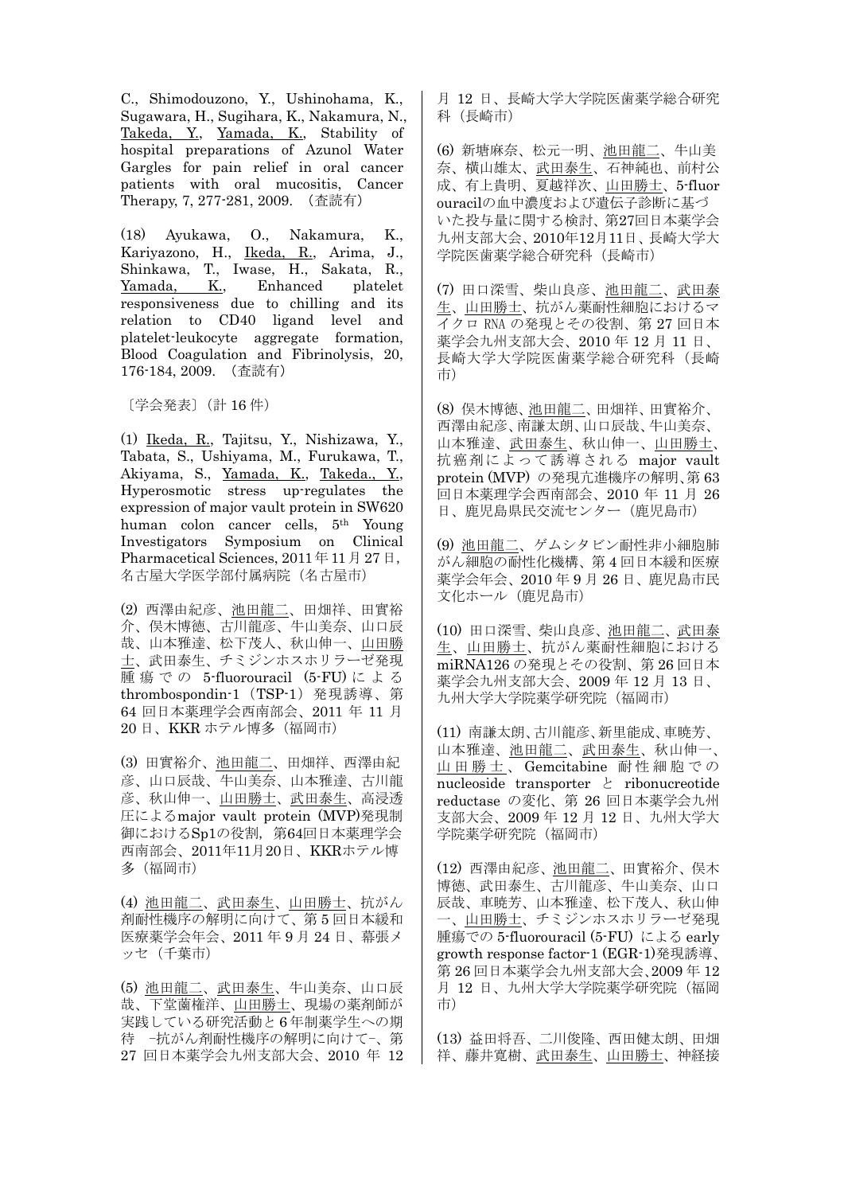C., Shimodouzono, Y., Ushinohama, K., Sugawara, H., Sugihara, K., Nakamura, N., Takeda, Y., Yamada, K., Stability of hospital preparations of Azunol Water Gargles for pain relief in oral cancer patients with oral mucositis, Cancer Therapy, 7, 277-281, 2009. （査読有）

(18) Ayukawa, O., Nakamura, K., Kariyazono, H., Ikeda, R., Arima, J., Shinkawa, T., Iwase, H., Sakata, R., Yamada, K., Enhanced platelet responsiveness due to chilling and its relation to CD40 ligand level and platelet-leukocyte aggregate formation, Blood Coagulation and Fibrinolysis, 20, 176-184, 2009. （査読有）

〔学会発表〕（計 16 件）

(1) Ikeda, R., Tajitsu, Y., Nishizawa, Y., Tabata, S., Ushiyama, M., Furukawa, T., Akiyama, S., Yamada, K., Takeda., Y., Hyperosmotic stress up-regulates the expression of major vault protein in SW620 human colon cancer cells, 5th Young Investigators Symposium on Clinical Pharmacetical Sciences, 2011 年 11 月 27 日，名古屋大学医学部付属病院（名古屋市）

(2) 西澤由紀彦、池田龍二、田畑祥、田實裕介、俣木博徳、古川龍彦、牛山美奈、山口辰哉、山本雅達、松下茂人、秋山伸一、山田勝士、武田泰生、チミジンホスホリラーゼ発現腫瘍での 5-fluorouracil (5-FU) による thrombospondin-1 (TSP-1) 発現誘導、第 64 回日本薬理学会西南部会、2011 年 11 月 20 日、KKR ホテル博多（福岡市）

(3) 田實裕介、池田龍二、田畑祥、西澤由紀彦、山口辰哉、牛山美奈、山本雅達、古川龍彦、秋山伸一、山田勝士、武田泰生、高浸透圧によるmajor vault protein (MVP)発現制御におけるSp1の役割，第64回日本薬理学会西南部会、2011年11月20日、KKRホテル博多（福岡市）

(4) 池田龍二、武田泰生、山田勝士、抗がん剤耐性機序の解明に向けて、第 5 回日本緩和医療薬学会年会、2011 年 9 月 24 日、幕張メッセ（千葉市）

(5) 池田龍二、武田泰生、牛山美奈、山口辰哉、下堂薗権洋、山田勝士、現場の薬剤師が実践している研究活動と 6 年制薬学生への期待 −抗がん剤耐性機序の解明に向けて−、第 27 回日本薬学会九州支部大会、2010 年 12 月 12 日、長崎大学大学院医歯薬学総合研究科（長崎市）

(6) 新塘麻奈、松元一明、池田龍二、牛山美奈、横山雄太、武田泰生、石神純也、前村公成、有上貴明、夏越祥次、山田勝士、5-fluorouracilの血中濃度および遺伝子診断に基づいた投与量に関する検討、第27回日本薬学会九州支部大会、2010年12月11日、長崎大学大学院医歯薬学総合研究科（長崎市）

(7) 田口深雪、柴山良彦、池田龍二、武田泰生、山田勝士、抗がん薬耐性細胞におけるマイクロ RNA の発現とその役割、第 27 回日本薬学会九州支部大会、2010 年 12 月 11 日、長崎大学大学院医歯薬学総合研究科（長崎市）

(8) 俣木博徳、池田龍二、田畑祥、田實裕介、西澤由紀彦、南謙太朗、山口辰哉、牛山美奈、山本雅達、武田泰生、秋山伸一、山田勝士、抗癌剤によって誘導される major vault protein (MVP) の発現亢進機序の解明、第 63 回日本薬理学会西南部会、2010 年 11 月 26 日、鹿児島県民交流センター（鹿児島市）

(9) 池田龍二、ゲムシタビン耐性非小細胞肺がん細胞の耐性化機構、第 4 回日本緩和医療薬学会年会、2010 年 9 月 26 日、鹿児島市民文化ホール（鹿児島市）

(10) 田口深雪、柴山良彦、池田龍二、武田泰生、山田勝士、抗がん薬耐性細胞における miRNA126 の発現とその役割、第 26 回日本薬学会九州支部大会、2009 年 12 月 13 日、九州大学大学院薬学研究院（福岡市）

(11) 南謙太朗、古川龍彦、新里能成、車暁芳、山本雅達、池田龍二、武田泰生、秋山伸一、山田勝士、Gemcitabine 耐性細胞での nucleoside transporter と ribonucreotide reductase の変化、第 26 回日本薬学会九州支部大会、2009 年 12 月 12 日、九州大学大学院薬学研究院（福岡市）

(12) 西澤由紀彦、池田龍二、田實裕介、俣木博徳、武田泰生、古川龍彦、牛山美奈、山口辰哉、車暁芳、山本雅達、松下茂人、秋山伸一、山田勝士、チミジンホスホリラーゼ発現腫瘍での 5-fluorouracil (5-FU) による early growth response factor-1 (EGR-1)発現誘導、第 26 回日本薬学会九州支部大会、2009 年 12 月 12 日、九州大学大学院薬学研究院（福岡市）

(13) 益田将吾、二川俊隆、西田健太朗、田畑祥、藤井寛樹、武田泰生、山田勝士、神経接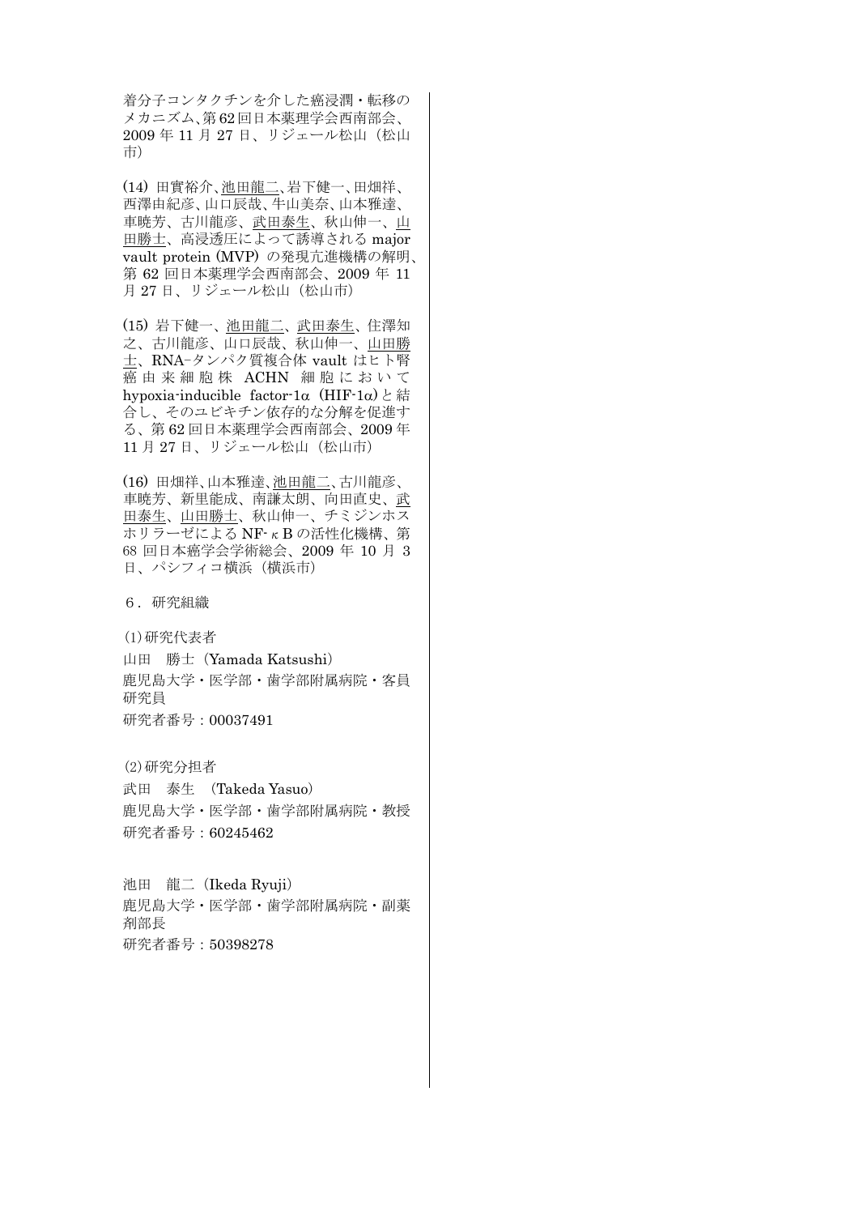着分子コンタクチンを介した癌浸潤・転移のメカニズム、第62回日本薬理学会西南部会、2009年11月27日、リジェール松山（松山市）

(14) 田實裕介、池田龍二、岩下健一、田畑祥、西澤由紀彦、山口辰哉、牛山美奈、山本雅達、車暁芳、古川龍彦、武田泰生、秋山伸一、山田勝士、高浸透圧によって誘導される major vault protein (MVP) の発現亢進機構の解明、第 62 回日本薬理学会西南部会、2009 年 11 月 27 日、リジェール松山（松山市）

(15) 岩下健一、池田龍二、武田泰生、住澤知之、古川龍彦、山口辰哉、秋山伸一、山田勝士、RNA-タンパク質複合体 vault はヒト腎癌由来細胞株 ACHN 細胞において hypoxia-inducible factor-1α (HIF-1α)と結合し、そのユビキチン依存的な分解を促進する、第62回日本薬理学会西南部会、2009年11月27日、リジェール松山（松山市）

(16) 田畑祥、山本雅達、池田龍二、古川龍彦、車暁芳、新里能成、南謙太朗、向田直史、武田泰生、山田勝士、秋山伸一、チミジンホスホリラーゼによる NF-κB の活性化機構、第 68 回日本癌学会学術総会、2009 年 10 月 3 日、パシフィコ横浜（横浜市）

６．研究組織

(1)研究代表者

山田　勝士（Yamada Katsushi）

鹿児島大学・医学部・歯学部附属病院・客員研究員

研究者番号：00037491

(2)研究分担者

武田　泰生　(Takeda Yasuo)

鹿児島大学・医学部・歯学部附属病院・教授

研究者番号：60245462

池田　龍二（Ikeda Ryuji）

鹿児島大学・医学部・歯学部附属病院・副薬剤部長

研究者番号：50398278